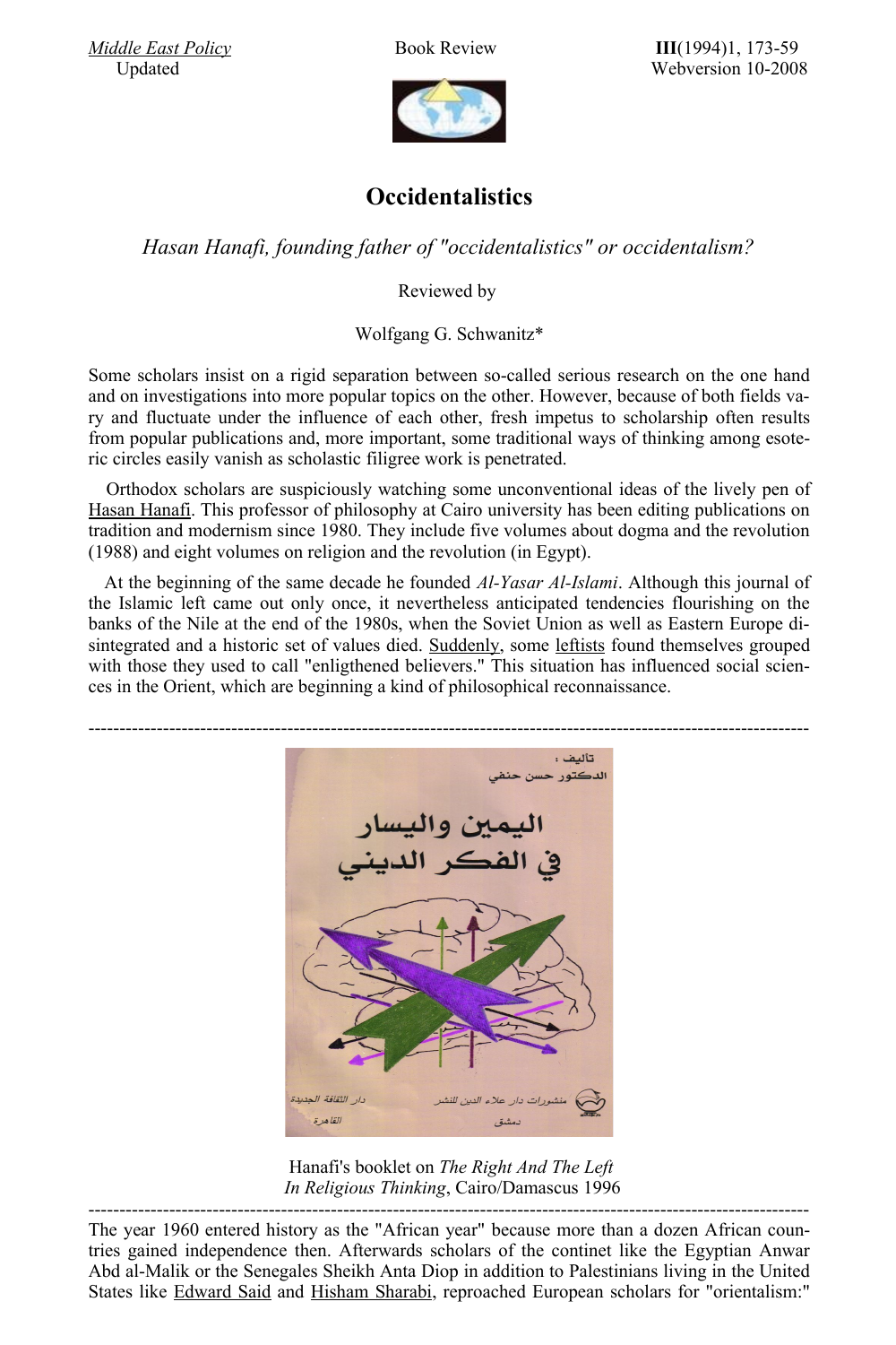# Occidentalistics

*Hasan Hanafi, founding father of "occidentalistics" or occidentalism?*

Reviewed by

Wolfgang G. Schwanitz*

Some scholars insist on a rigid separation between so-called serious research on the one hand and on investigations into more popular topics on the other. However, because of both fields vary and fluctuate under the influence of each other, fresh impetus to scholarship often results from popular publications and, more important, some traditional ways of thinking among esoteric circles easily vanish as scholastic filigree work is penetrated.

Orthodox scholars are suspiciously watching some unconventional ideas of the lively pen of Hasan Hanafi. This professor of philosophy at Cairo university has been editing publications on tradition and modernism since 1980. They include five volumes about dogma and the revolution (1988) and eight volumes on religion and the revolution (in Egypt).

At the beginning of the same decade he founded *Al-Yasar Al-Islami*. Although this journal of the Islamic left came out only once, it nevertheless anticipated tendencies flourishing on the banks of the Nile at the end of the 1980s, when the Soviet Union as well as Eastern Europe disintegrated and a historic set of values died. Suddenly, some leftists found themselves grouped with those they used to call "enligthened believers." This situation has influenced social sciences in the Orient, which are beginning a kind of philosophical reconnaissance.

---

Hanafi's booklet on *The Right And The Left In Religious Thinking*, Cairo/Damascus 1996

---

The year 1960 entered history as the "African year" because more than a dozen African countries gained independence then. Afterwards scholars of the continet like the Egyptian Anwar Abd al-Malik or the Senegales Sheikh Anta Diop in addition to Palestinians living in the United States like Edward Said and Hisham Sharabi, reproached European scholars for "orientalism:"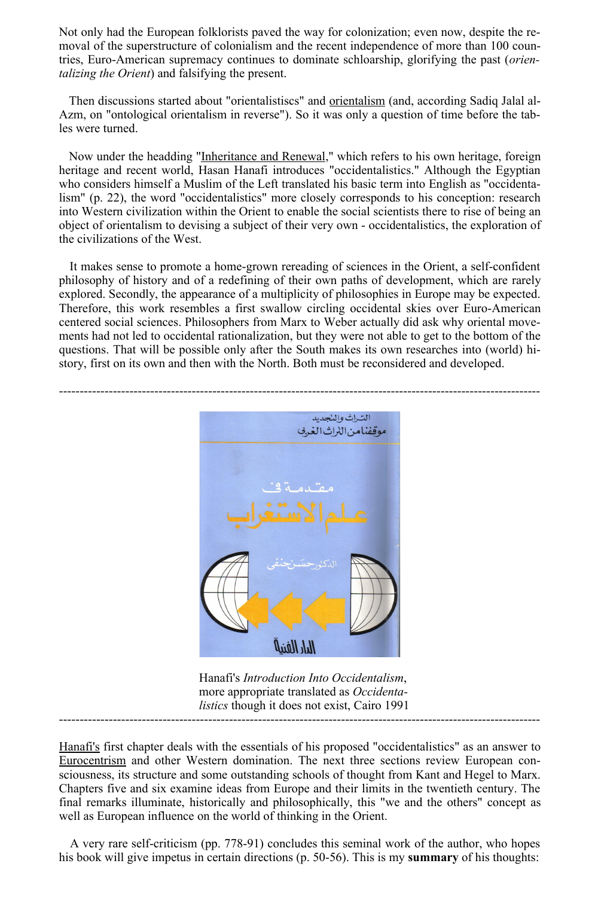Not only had the European folklorists paved the way for colonization; even now, despite the removal of the superstructure of colonialism and the recent independence of more than 100 countries, Euro-American supremacy continues to dominate schloarship, glorifying the past (*orientalizing the Orient*) and falsifying the present.

Then discussions started about "orientalistiscs" and orientalism (and, according Sadiq Jalal al-Azm, on "ontological orientalism in reverse"). So it was only a question of time before the tables were turned.

Now under the headding "Inheritance and Renewal," which refers to his own heritage, foreign heritage and recent world, Hasan Hanafi introduces "occidentalistics." Although the Egyptian who considers himself a Muslim of the Left translated his basic term into English as "occidentalism" (p. 22), the word "occidentalistics" more closely corresponds to his conception: research into Western civilization within the Orient to enable the social scientists there to rise of being an object of orientalism to devising a subject of their very own - occidentalistics, the exploration of the civilizations of the West.

It makes sense to promote a home-grown rereading of sciences in the Orient, a self-confident philosophy of history and of a redefining of their own paths of development, which are rarely explored. Secondly, the appearance of a multiplicity of philosophies in Europe may be expected. Therefore, this work resembles a first swallow circling occidental skies over Euro-American centered social sciences. Philosophers from Marx to Weber actually did ask why oriental movements had not led to occidental rationalization, but they were not able to get to the bottom of the questions. That will be possible only after the South makes its own researches into (world) history, first on its own and then with the North. Both must be reconsidered and developed.

---

التراث والتجديد
موقفنا من التراث الغربي

مقدمة في
علم الاستغراب

الدكتور حسن حنفي

الدار الفنية

Hanafi's *Introduction Into Occidentalism*, more appropriate translated as *Occidentalistics* though it does not exist, Cairo 1991

---

Hanafi's first chapter deals with the essentials of his proposed "occidentalistics" as an answer to Eurocentrism and other Western domination. The next three sections review European consciousness, its structure and some outstanding schools of thought from Kant and Hegel to Marx. Chapters five and six examine ideas from Europe and their limits in the twentieth century. The final remarks illuminate, historically and philosophically, this "we and the others" concept as well as European influence on the world of thinking in the Orient.

A very rare self-criticism (pp. 778-91) concludes this seminal work of the author, who hopes his book will give impetus in certain directions (p. 50-56). This is my **summary** of his thoughts: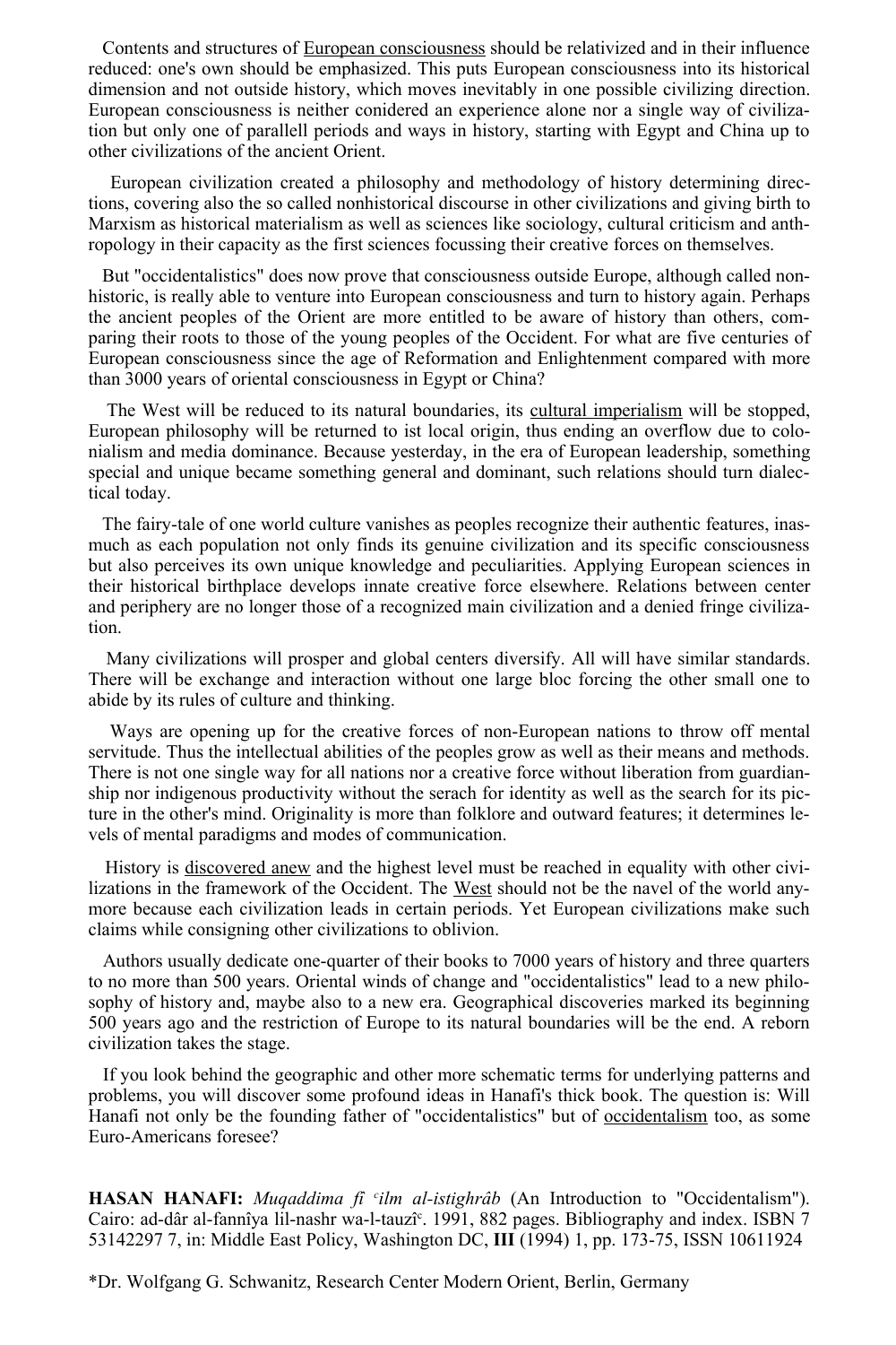Contents and structures of European consciousness should be relativized and in their influence reduced: one's own should be emphasized. This puts European consciousness into its historical dimension and not outside history, which moves inevitably in one possible civilizing direction. European consciousness is neither conidered an experience alone nor a single way of civilization but only one of parallell periods and ways in history, starting with Egypt and China up to other civilizations of the ancient Orient.

European civilization created a philosophy and methodology of history determining directions, covering also the so called nonhistorical discourse in other civilizations and giving birth to Marxism as historical materialism as well as sciences like sociology, cultural criticism and anthropology in their capacity as the first sciences focussing their creative forces on themselves.

But "occidentalistics" does now prove that consciousness outside Europe, although called nonhistoric, is really able to venture into European consciousness and turn to history again. Perhaps the ancient peoples of the Orient are more entitled to be aware of history than others, comparing their roots to those of the young peoples of the Occident. For what are five centuries of European consciousness since the age of Reformation and Enlightenment compared with more than 3000 years of oriental consciousness in Egypt or China?

The West will be reduced to its natural boundaries, its cultural imperialism will be stopped, European philosophy will be returned to ist local origin, thus ending an overflow due to colonialism and media dominance. Because yesterday, in the era of European leadership, something special and unique became something general and dominant, such relations should turn dialectical today.

The fairy-tale of one world culture vanishes as peoples recognize their authentic features, inasmuch as each population not only finds its genuine civilization and its specific consciousness but also perceives its own unique knowledge and peculiarities. Applying European sciences in their historical birthplace develops innate creative force elsewhere. Relations between center and periphery are no longer those of a recognized main civilization and a denied fringe civilization.

Many civilizations will prosper and global centers diversify. All will have similar standards. There will be exchange and interaction without one large bloc forcing the other small one to abide by its rules of culture and thinking.

Ways are opening up for the creative forces of non-European nations to throw off mental servitude. Thus the intellectual abilities of the peoples grow as well as their means and methods. There is not one single way for all nations nor a creative force without liberation from guardianship nor indigenous productivity without the serach for identity as well as the search for its picture in the other's mind. Originality is more than folklore and outward features; it determines levels of mental paradigms and modes of communication.

History is discovered anew and the highest level must be reached in equality with other civilizations in the framework of the Occident. The West should not be the navel of the world anymore because each civilization leads in certain periods. Yet European civilizations make such claims while consigning other civilizations to oblivion.

Authors usually dedicate one-quarter of their books to 7000 years of history and three quarters to no more than 500 years. Oriental winds of change and "occidentalistics" lead to a new philosophy of history and, maybe also to a new era. Geographical discoveries marked its beginning 500 years ago and the restriction of Europe to its natural boundaries will be the end. A reborn civilization takes the stage.

If you look behind the geographic and other more schematic terms for underlying patterns and problems, you will discover some profound ideas in Hanafi's thick book. The question is: Will Hanafi not only be the founding father of "occidentalistics" but of occidentalism too, as some Euro-Americans foresee?

**HASAN HANAFI:** *Muqaddima fî ʿilm al-istighrâb* (An Introduction to "Occidentalism"). Cairo: ad-dâr al-fannîya lil-nashr wa-l-tauzîʿ. 1991, 882 pages. Bibliography and index. ISBN 7 53142297 7, in: Middle East Policy, Washington DC, **III** (1994) 1, pp. 173-75, ISSN 10611924

*Dr. Wolfgang G. Schwanitz, Research Center Modern Orient, Berlin, Germany